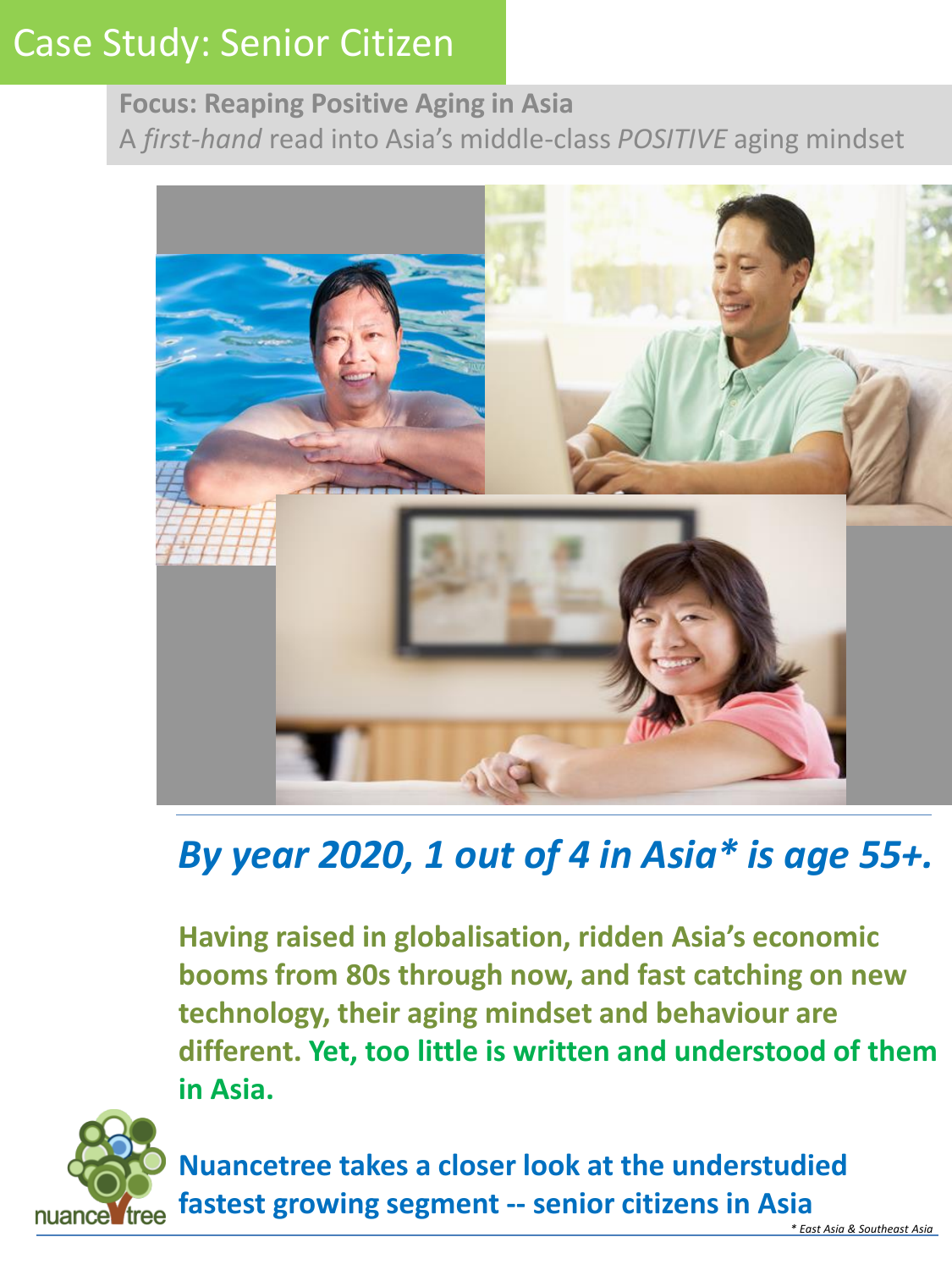# Case Study: Senior Citizen

**Focus: Reaping Positive Aging in Asia**

A *first-hand* read into Asia's middle-class *POSITIVE* aging mindset

## *By year 2020, 1 out of 4 in Asia* is age 55+.*

**Having raised in globalisation, ridden Asia's economic booms from 80s through now, and fast catching on new technology, their aging mindset and behaviour are different. Yet, too little is written and understood of them in Asia.**

nuancetree

**Nuancetree takes a closer look at the understudied fastest growing segment -- senior citizens in Asia**

*\* East Asia & Southeast Asia*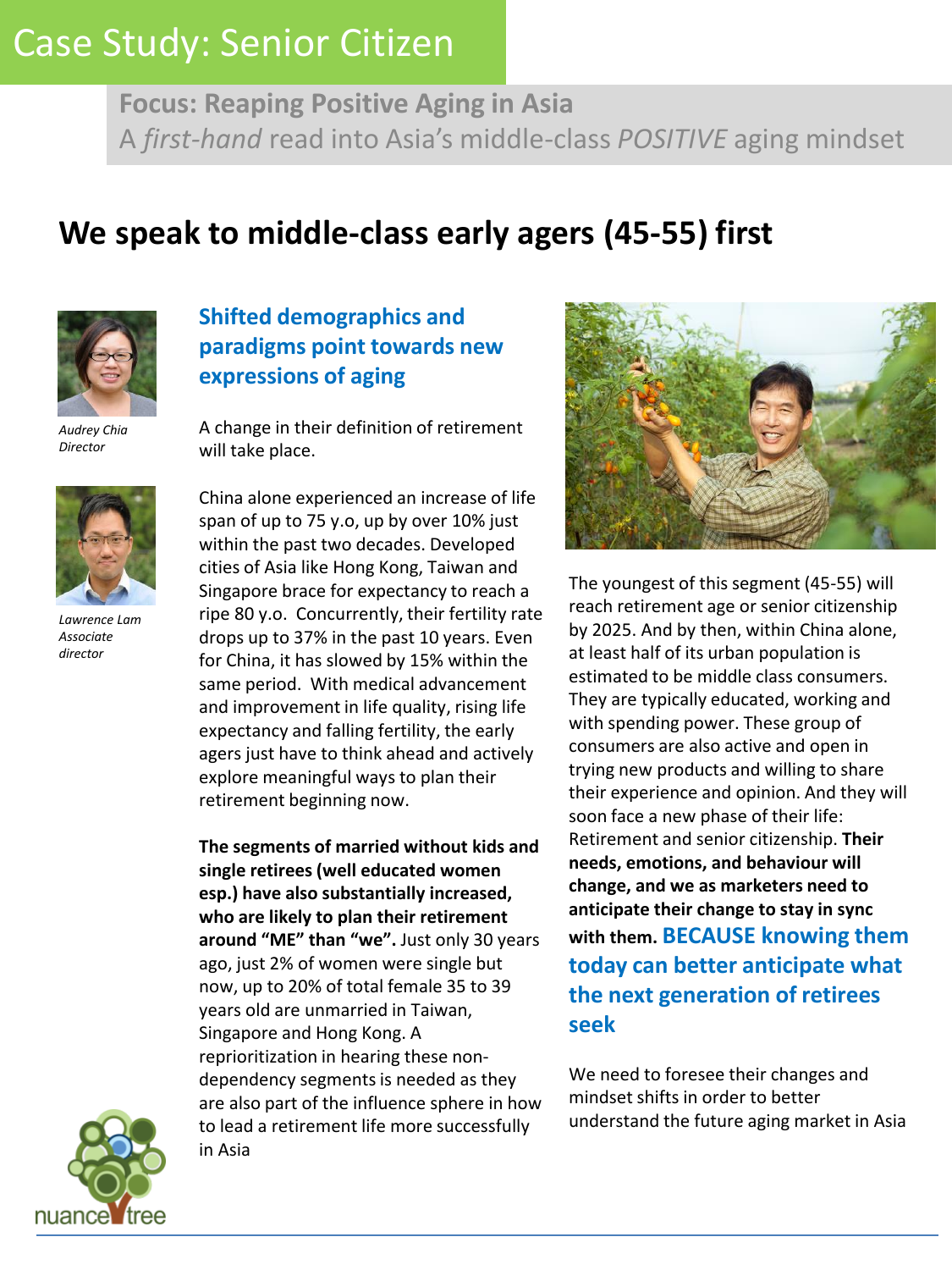# Case Study: Senior Citizen

**Focus: Reaping Positive Aging in Asia**
A *first-hand* read into Asia's middle-class *POSITIVE* aging mindset

## We speak to middle-class early agers (45-55) first

*Audrey Chia*
*Director*

*Lawrence Lam*
*Associate director*

### Shifted demographics and paradigms point towards new expressions of aging

A change in their definition of retirement will take place.

China alone experienced an increase of life span of up to 75 y.o, up by over 10% just within the past two decades. Developed cities of Asia like Hong Kong, Taiwan and Singapore brace for expectancy to reach a ripe 80 y.o. Concurrently, their fertility rate drops up to 37% in the past 10 years. Even for China, it has slowed by 15% within the same period. With medical advancement and improvement in life quality, rising life expectancy and falling fertility, the early agers just have to think ahead and actively explore meaningful ways to plan their retirement beginning now.

**The segments of married without kids and single retirees (well educated women esp.) have also substantially increased, who are likely to plan their retirement around "ME" than "we".** Just only 30 years ago, just 2% of women were single but now, up to 20% of total female 35 to 39 years old are unmarried in Taiwan, Singapore and Hong Kong. A reprioritization in hearing these non-dependency segments is needed as they are also part of the influence sphere in how to lead a retirement life more successfully in Asia

The youngest of this segment (45-55) will reach retirement age or senior citizenship by 2025. And by then, within China alone, at least half of its urban population is estimated to be middle class consumers. They are typically educated, working and with spending power. These group of consumers are also active and open in trying new products and willing to share their experience and opinion. And they will soon face a new phase of their life: Retirement and senior citizenship. **Their needs, emotions, and behaviour will change, and we as marketers need to anticipate their change to stay in sync with them.** **BECAUSE knowing them today can better anticipate what the next generation of retirees seek**

We need to foresee their changes and mindset shifts in order to better understand the future aging market in Asia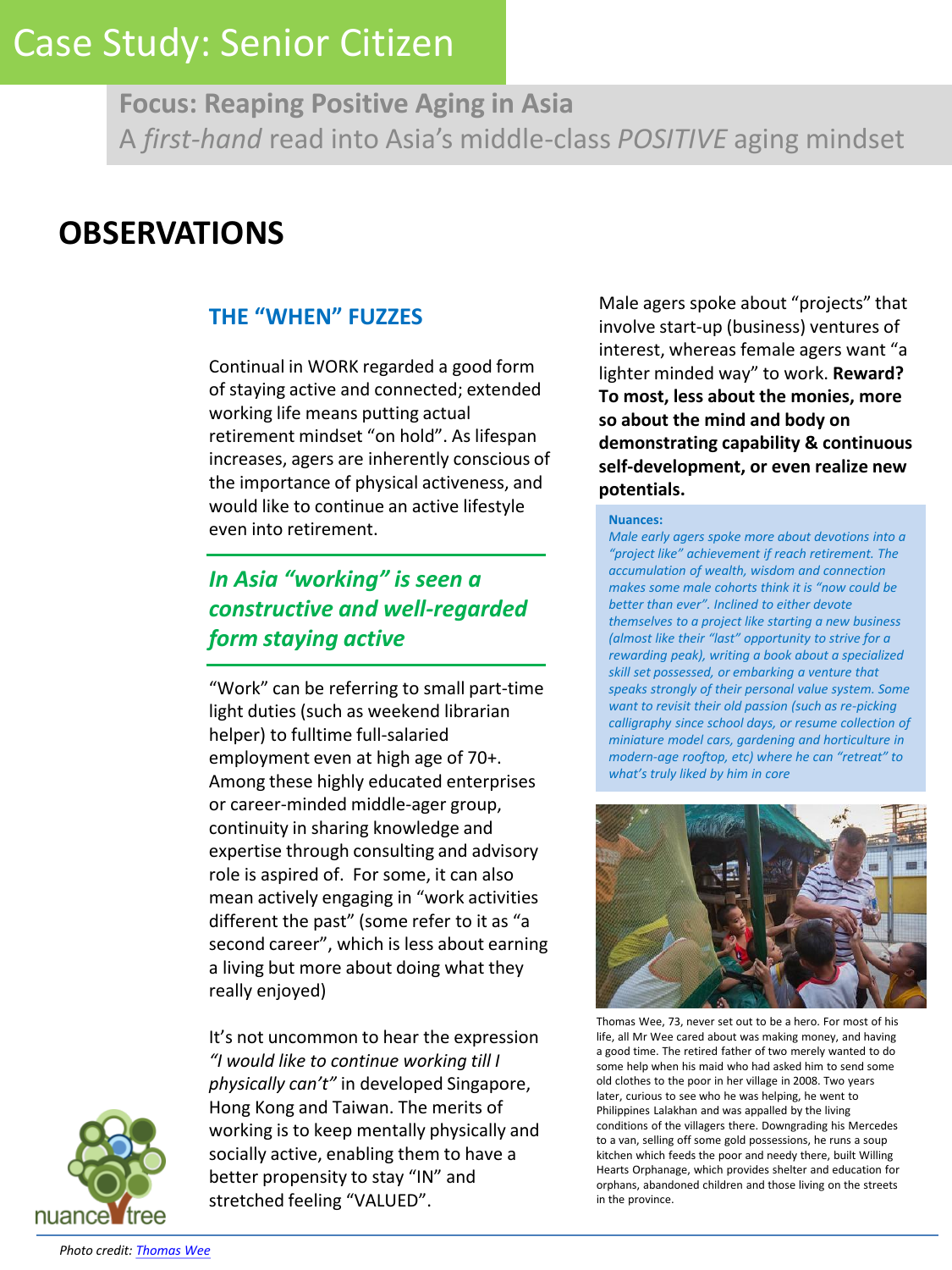# Case Study: Senior Citizen

**Focus: Reaping Positive Aging in Asia**
A *first-hand* read into Asia's middle-class *POSITIVE* aging mindset

## OBSERVATIONS

### THE "WHEN" FUZZES

Continual in WORK regarded a good form of staying active and connected; extended working life means putting actual retirement mindset "on hold". As lifespan increases, agers are inherently conscious of the importance of physical activeness, and would like to continue an active lifestyle even into retirement.

***In Asia "working" is seen a constructive and well-regarded form staying active***

"Work" can be referring to small part-time light duties (such as weekend librarian helper) to fulltime full-salaried employment even at high age of 70+. Among these highly educated enterprises or career-minded middle-ager group, continuity in sharing knowledge and expertise through consulting and advisory role is aspired of. For some, it can also mean actively engaging in "work activities different the past" (some refer to it as "a second career", which is less about earning a living but more about doing what they really enjoyed)

It's not uncommon to hear the expression *"I would like to continue working till I physically can't"* in developed Singapore, Hong Kong and Taiwan. The merits of working is to keep mentally physically and socially active, enabling them to have a better propensity to stay "IN" and stretched feeling "VALUED".

Male agers spoke about "projects" that involve start-up (business) ventures of interest, whereas female agers want "a lighter minded way" to work. **Reward? To most, less about the monies, more so about the mind and body on demonstrating capability & continuous self-development, or even realize new potentials.**

**Nuances:**
*Male early agers spoke more about devotions into a "project like" achievement if reach retirement. The accumulation of wealth, wisdom and connection makes some male cohorts think it is "now could be better than ever". Inclined to either devote themselves to a project like starting a new business (almost like their "last" opportunity to strive for a rewarding peak), writing a book about a specialized skill set possessed, or embarking a venture that speaks strongly of their personal value system. Some want to revisit their old passion (such as re-picking calligraphy since school days, or resume collection of miniature model cars, gardening and horticulture in modern-age rooftop, etc) where he can "retreat" to what's truly liked by him in core*

Thomas Wee, 73, never set out to be a hero. For most of his life, all Mr Wee cared about was making money, and having a good time. The retired father of two merely wanted to do some help when his maid who had asked him to send some old clothes to the poor in her village in 2008. Two years later, curious to see who he was helping, he went to Philippines Lalakhan and was appalled by the living conditions of the villagers there. Downgrading his Mercedes to a van, selling off some gold possessions, he runs a soup kitchen which feeds the poor and needy there, built Willing Hearts Orphanage, which provides shelter and education for orphans, abandoned children and those living on the streets in the province.

*Photo credit: Thomas Wee*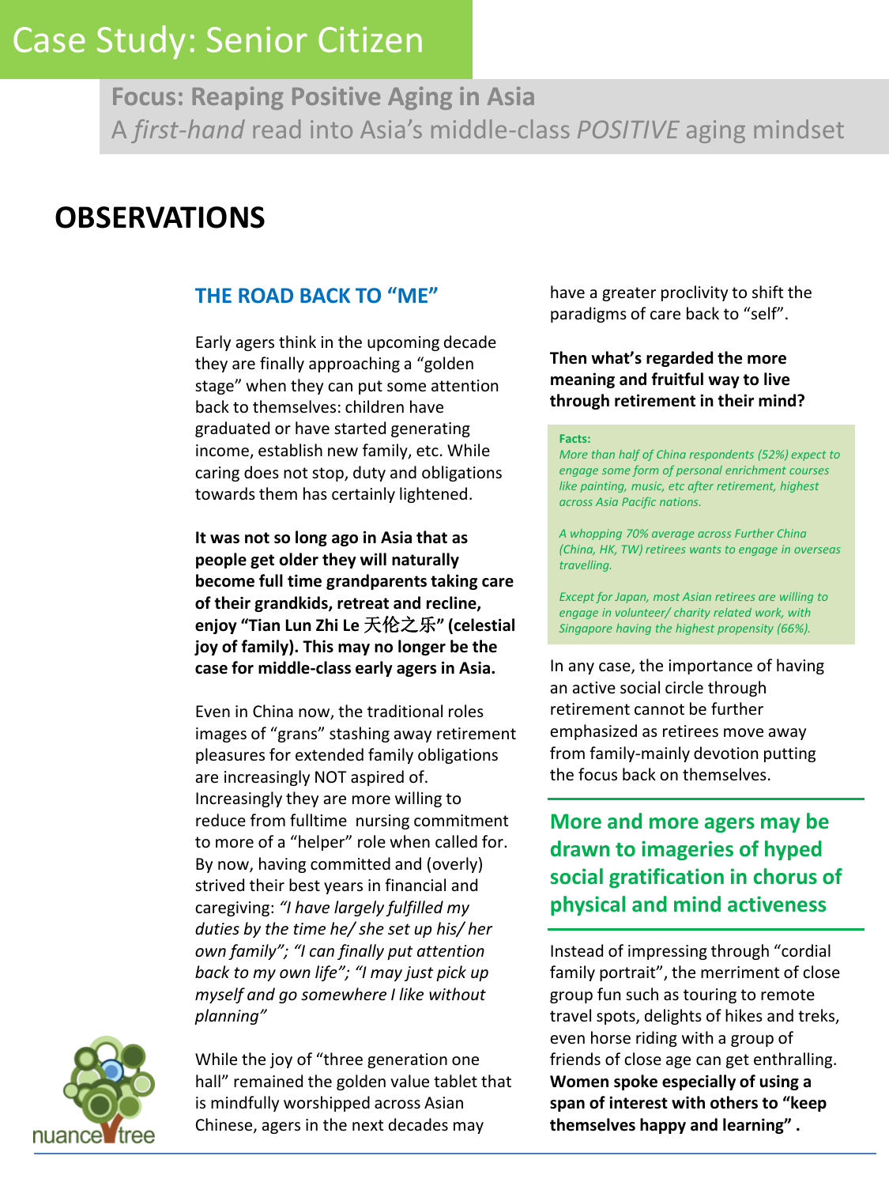# Case Study: Senior Citizen

**Focus: Reaping Positive Aging in Asia**
A *first-hand* read into Asia's middle-class *POSITIVE* aging mindset

## OBSERVATIONS

### THE ROAD BACK TO "ME"

Early agers think in the upcoming decade they are finally approaching a "golden stage" when they can put some attention back to themselves: children have graduated or have started generating income, establish new family, etc. While caring does not stop, duty and obligations towards them has certainly lightened.

**It was not so long ago in Asia that as people get older they will naturally become full time grandparents taking care of their grandkids, retreat and recline, enjoy "Tian Lun Zhi Le 天伦之乐" (celestial joy of family). This may no longer be the case for middle-class early agers in Asia.**

Even in China now, the traditional roles images of "grans" stashing away retirement pleasures for extended family obligations are increasingly NOT aspired of. Increasingly they are more willing to reduce from fulltime nursing commitment to more of a "helper" role when called for. By now, having committed and (overly) strived their best years in financial and caregiving: *"I have largely fulfilled my duties by the time he/ she set up his/ her own family"; "I can finally put attention back to my own life"; "I may just pick up myself and go somewhere I like without planning"*

While the joy of "three generation one hall" remained the golden value tablet that is mindfully worshipped across Asian Chinese, agers in the next decades may have a greater proclivity to shift the paradigms of care back to "self".

**Then what's regarded the more meaning and fruitful way to live through retirement in their mind?**

**Facts:**

*More than half of China respondents (52%) expect to engage some form of personal enrichment courses like painting, music, etc after retirement, highest across Asia Pacific nations.*

*A whopping 70% average across Further China (China, HK, TW) retirees wants to engage in overseas travelling.*

*Except for Japan, most Asian retirees are willing to engage in volunteer/ charity related work, with Singapore having the highest propensity (66%).*

In any case, the importance of having an active social circle through retirement cannot be further emphasized as retirees move away from family-mainly devotion putting the focus back on themselves.

### More and more agers may be drawn to imageries of hyped social gratification in chorus of physical and mind activeness

Instead of impressing through "cordial family portrait", the merriment of close group fun such as touring to remote travel spots, delights of hikes and treks, even horse riding with a group of friends of close age can get enthralling. **Women spoke especially of using a span of interest with others to "keep themselves happy and learning" .**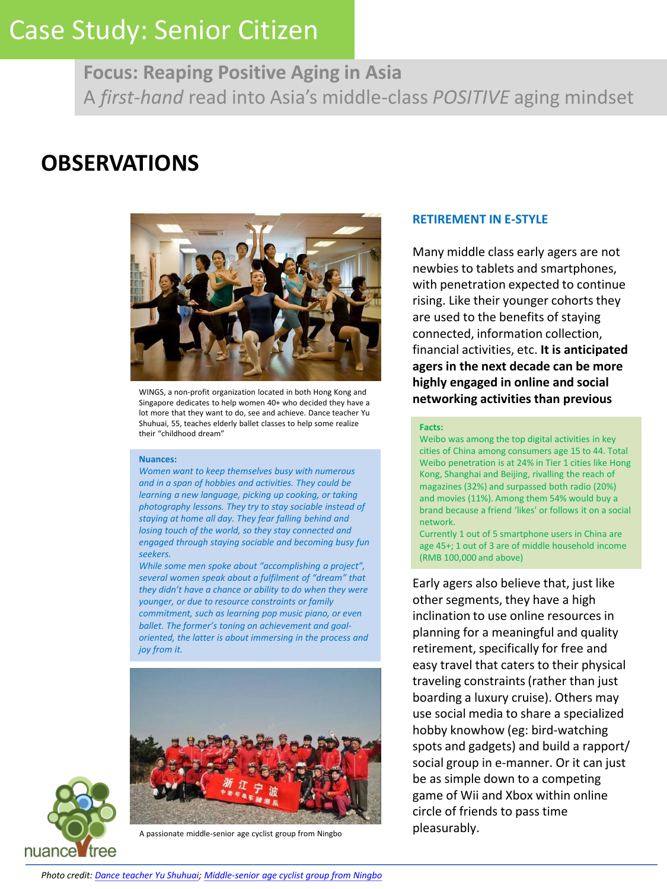# Case Study: Senior Citizen

**Focus: Reaping Positive Aging in Asia**
A *first-hand* read into Asia's middle-class *POSITIVE* aging mindset

## OBSERVATIONS

WINGS, a non-profit organization located in both Hong Kong and Singapore dedicates to help women 40+ who decided they have a lot more that they want to do, see and achieve. Dance teacher Yu Shuhuai, 55, teaches elderly ballet classes to help some realize their "childhood dream"

**Nuances:**

*Women want to keep themselves busy with numerous and in a span of hobbies and activities. They could be learning a new language, picking up cooking, or taking photography lessons. They try to stay sociable instead of staying at home all day. They fear falling behind and losing touch of the world, so they stay connected and engaged through staying sociable and becoming busy fun seekers.*

*While some men spoke about "accomplishing a project", several women speak about a fulfilment of "dream" that they didn't have a chance or ability to do when they were younger, or due to resource constraints or family commitment, such as learning pop music piano, or even ballet. The former's toning on achievement and goal-oriented, the latter is about immersing in the process and joy from it.*

A passionate middle-senior age cyclist group from Ningbo

### RETIREMENT IN E-STYLE

Many middle class early agers are not newbies to tablets and smartphones, with penetration expected to continue rising. Like their younger cohorts they are used to the benefits of staying connected, information collection, financial activities, etc. **It is anticipated agers in the next decade can be more highly engaged in online and social networking activities than previous**

**Facts:**

Weibo was among the top digital activities in key cities of China among consumers age 15 to 44. Total Weibo penetration is at 24% in Tier 1 cities like Hong Kong, Shanghai and Beijing, rivalling the reach of magazines (32%) and surpassed both radio (20%) and movies (11%). Among them 54% would buy a brand because a friend 'likes' or follows it on a social network.

Currently 1 out of 5 smartphone users in China are age 45+; 1 out of 3 are of middle household income (RMB 100,000 and above)

Early agers also believe that, just like other segments, they have a high inclination to use online resources in planning for a meaningful and quality retirement, specifically for free and easy travel that caters to their physical traveling constraints (rather than just boarding a luxury cruise). Others may use social media to share a specialized hobby knowhow (eg: bird-watching spots and gadgets) and build a rapport/ social group in e-manner. Or it can just be as simple down to a competing game of Wii and Xbox within online circle of friends to pass time pleasurably.

*Photo credit: Dance teacher Yu Shuhuai; Middle-senior age cyclist group from Ningbo*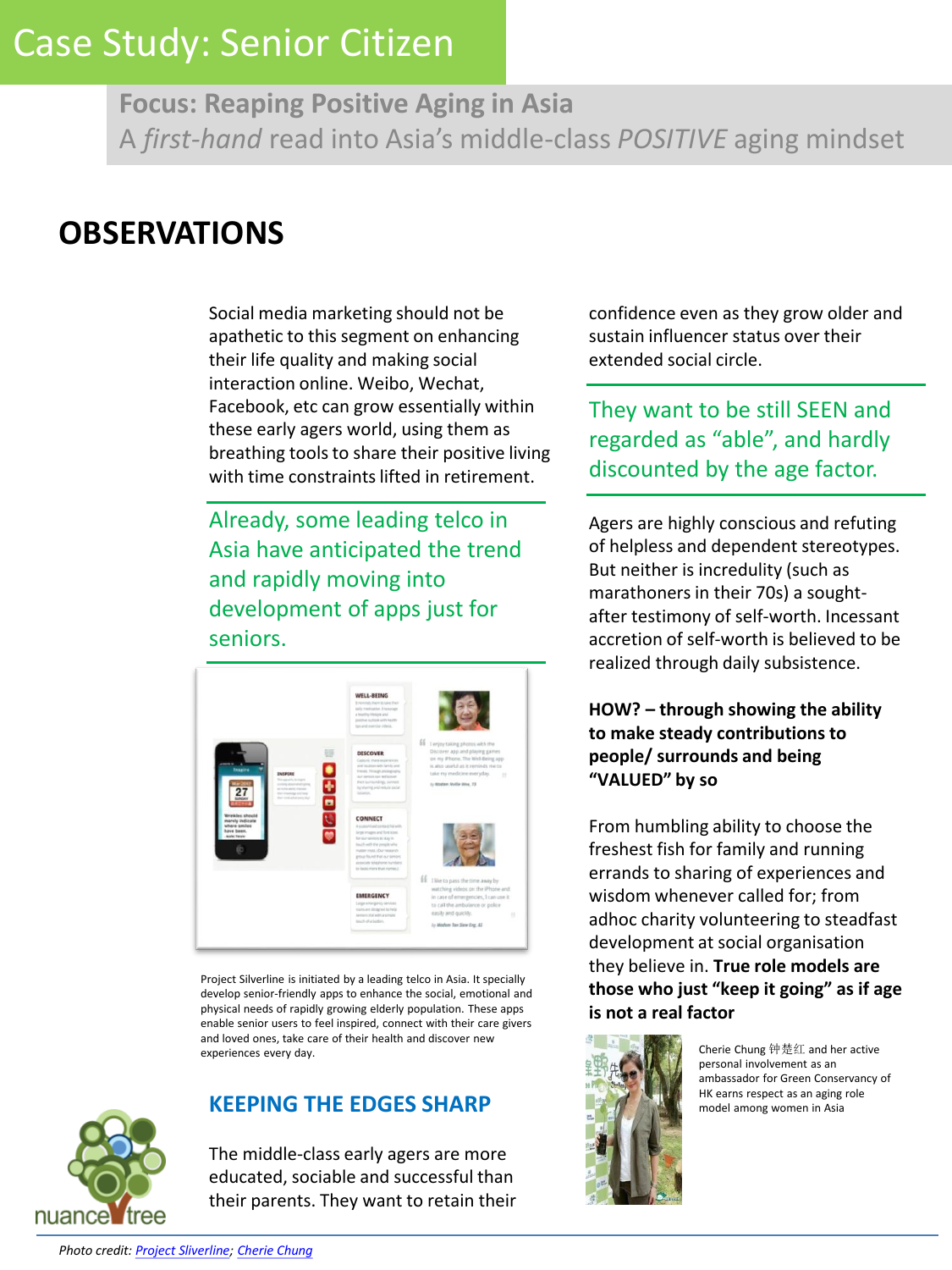# Case Study: Senior Citizen

**Focus: Reaping Positive Aging in Asia**

A *first-hand* read into Asia's middle-class *POSITIVE* aging mindset

## OBSERVATIONS

Social media marketing should not be apathetic to this segment on enhancing their life quality and making social interaction online. Weibo, Wechat, Facebook, etc can grow essentially within these early agers world, using them as breathing tools to share their positive living with time constraints lifted in retirement.

Already, some leading telco in Asia have anticipated the trend and rapidly moving into development of apps just for seniors.

Project Silverline is initiated by a leading telco in Asia. It specially develop senior-friendly apps to enhance the social, emotional and physical needs of rapidly growing elderly population. These apps enable senior users to feel inspired, connect with their care givers and loved ones, take care of their health and discover new experiences every day.

### KEEPING THE EDGES SHARP

The middle-class early agers are more educated, sociable and successful than their parents. They want to retain their confidence even as they grow older and sustain influencer status over their extended social circle.

They want to be still SEEN and regarded as "able", and hardly discounted by the age factor.

Agers are highly conscious and refuting of helpless and dependent stereotypes. But neither is incredulity (such as marathoners in their 70s) a sought-after testimony of self-worth. Incessant accretion of self-worth is believed to be realized through daily subsistence.

**HOW? – through showing the ability to make steady contributions to people/ surrounds and being "VALUED" by so**

From humbling ability to choose the freshest fish for family and running errands to sharing of experiences and wisdom whenever called for; from adhoc charity volunteering to steadfast development at social organisation they believe in. **True role models are those who just "keep it going" as if age is not a real factor**

Cherie Chung 钟楚红 and her active personal involvement as an ambassador for Green Conservancy of HK earns respect as an aging role model among women in Asia

*Photo credit:* Project Sliverline; Cherie Chung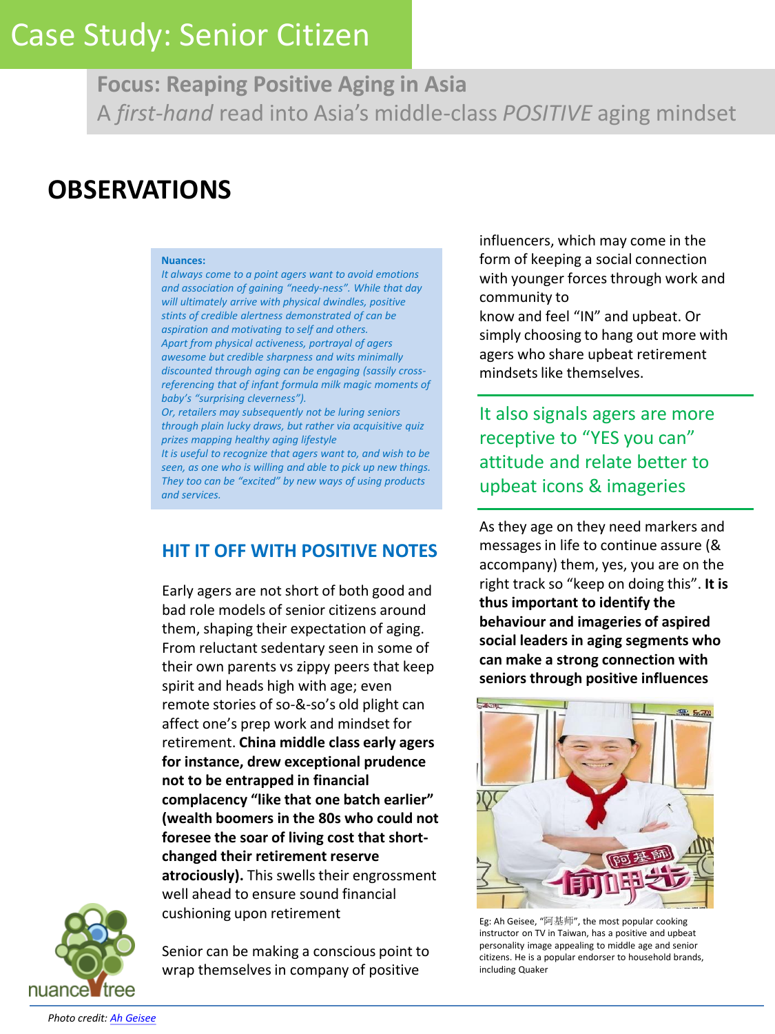# Case Study: Senior Citizen

**Focus: Reaping Positive Aging in Asia**
A *first-hand* read into Asia's middle-class *POSITIVE* aging mindset

## OBSERVATIONS

**Nuances:**
*It always come to a point agers want to avoid emotions and association of gaining "needy-ness". While that day will ultimately arrive with physical dwindles, positive stints of credible alertness demonstrated of can be aspiration and motivating to self and others.*
*Apart from physical activeness, portrayal of agers awesome but credible sharpness and wits minimally discounted through aging can be engaging (sassily cross-referencing that of infant formula milk magic moments of baby's "surprising cleverness").*
*Or, retailers may subsequently not be luring seniors through plain lucky draws, but rather via acquisitive quiz prizes mapping healthy aging lifestyle*
*It is useful to recognize that agers want to, and wish to be seen, as one who is willing and able to pick up new things. They too can be "excited" by new ways of using products and services.*

### HIT IT OFF WITH POSITIVE NOTES

Early agers are not short of both good and bad role models of senior citizens around them, shaping their expectation of aging. From reluctant sedentary seen in some of their own parents vs zippy peers that keep spirit and heads high with age; even remote stories of so-&-so's old plight can affect one's prep work and mindset for retirement. **China middle class early agers for instance, drew exceptional prudence not to be entrapped in financial complacency "like that one batch earlier" (wealth boomers in the 80s who could not foresee the soar of living cost that short-changed their retirement reserve atrociously).** This swells their engrossment well ahead to ensure sound financial cushioning upon retirement

Senior can be making a conscious point to wrap themselves in company of positive influencers, which may come in the form of keeping a social connection with younger forces through work and community to know and feel "IN" and upbeat. Or simply choosing to hang out more with agers who share upbeat retirement mindsets like themselves.

It also signals agers are more receptive to "YES you can" attitude and relate better to upbeat icons & imageries

As they age on they need markers and messages in life to continue assure (& accompany) them, yes, you are on the right track so "keep on doing this". **It is thus important to identify the behaviour and imageries of aspired social leaders in aging segments who can make a strong connection with seniors through positive influences**

Eg: Ah Geisee, "阿基师", the most popular cooking instructor on TV in Taiwan, has a positive and upbeat personality image appealing to middle age and senior citizens. He is a popular endorser to household brands, including Quaker

*Photo credit: Ah Geisee*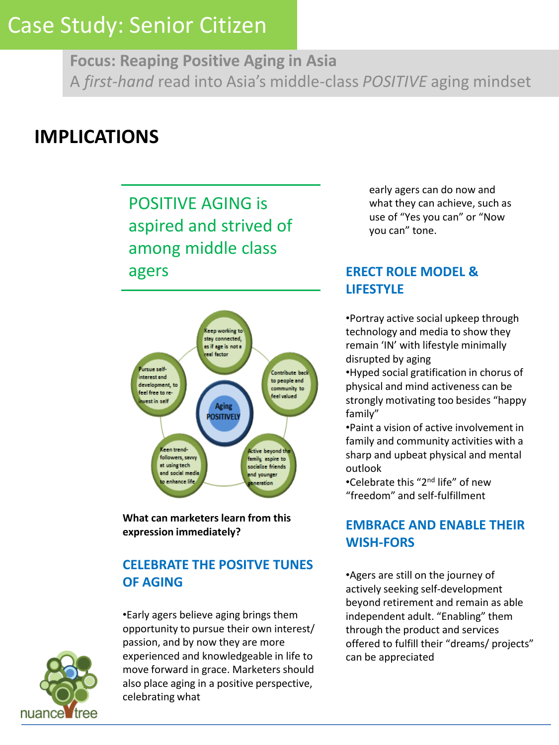# Case Study: Senior Citizen

**Focus: Reaping Positive Aging in Asia**
A *first-hand* read into Asia's middle-class *POSITIVE* aging mindset

## IMPLICATIONS

POSITIVE AGING is aspired and strived of among middle class agers

Aging POSITIVELY

Keep working to stay connected, as if age is not a real factor

Contribute back to people and community to feel valued

Active beyond the family, aspire to socialize friends and younger generation

Keen trend-followers, savvy at using tech and social media to enhance life

Pursue self-interest and development, to feel free to re-invest in self

**What can marketers learn from this expression immediately?**

### CELEBRATE THE POSITVE TUNES OF AGING

•Early agers believe aging brings them opportunity to pursue their own interest/ passion, and by now they are more experienced and knowledgeable in life to move forward in grace. Marketers should also place aging in a positive perspective, celebrating what early agers can do now and what they can achieve, such as use of "Yes you can" or "Now you can" tone.

### ERECT ROLE MODEL & LIFESTYLE

•Portray active social upkeep through technology and media to show they remain 'IN' with lifestyle minimally disrupted by aging
•Hyped social gratification in chorus of physical and mind activeness can be strongly motivating too besides "happy family"
•Paint a vision of active involvement in family and community activities with a sharp and upbeat physical and mental outlook
•Celebrate this "2nd life" of new "freedom" and self-fulfillment

### EMBRACE AND ENABLE THEIR WISH-FORS

•Agers are still on the journey of actively seeking self-development beyond retirement and remain as able independent adult. "Enabling" them through the product and services offered to fulfill their "dreams/ projects" can be appreciated

nuance tree